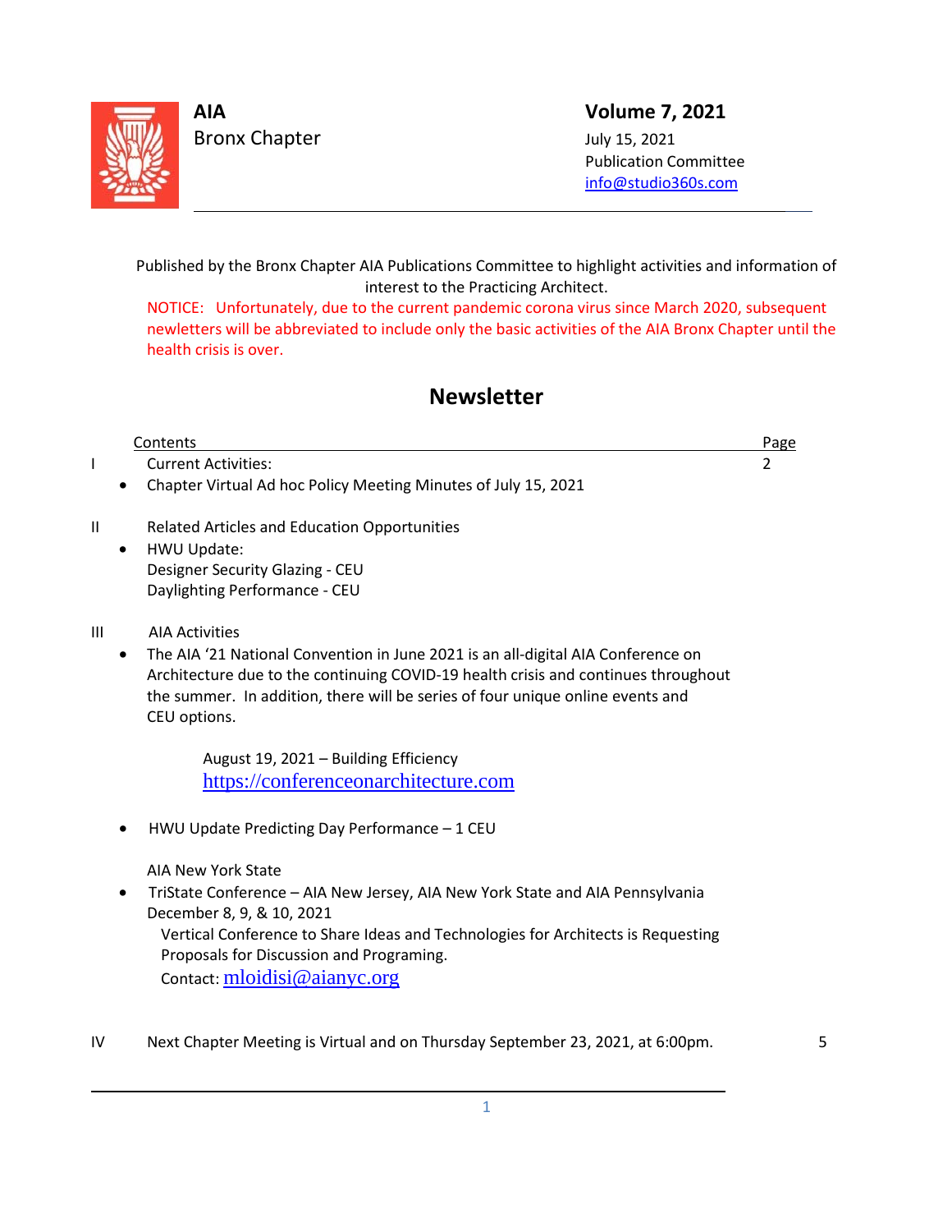**AIA**
Bronx Chapter

**Volume 7, 2021**
July 15, 2021
Publication Committee
info@studio360s.com

Published by the Bronx Chapter AIA Publications Committee to highlight activities and information of interest to the Practicing Architect.

NOTICE: Unfortunately, due to the current pandemic corona virus since March 2020, subsequent newletters will be abbreviated to include only the basic activities of the AIA Bronx Chapter until the health crisis is over.

# Newsletter

| | Contents | Page |
|---|---|---|
| I | Current Activities: | 2 |
| | • Chapter Virtual Ad hoc Policy Meeting Minutes of July 15, 2021 | |
| II | Related Articles and Education Opportunities | |
| | • HWU Update: Designer Security Glazing - CEU; Daylighting Performance - CEU | |
| III | AIA Activities | |
| | • The AIA '21 National Convention in June 2021 is an all-digital AIA Conference on Architecture due to the continuing COVID-19 health crisis and continues throughout the summer. In addition, there will be series of four unique online events and CEU options. August 19, 2021 – Building Efficiency https://conferenceonarchitecture.com | |
| | • HWU Update Predicting Day Performance – 1 CEU | |
| | AIA New York State | |
| | • TriState Conference – AIA New Jersey, AIA New York State and AIA Pennsylvania December 8, 9, & 10, 2021. Vertical Conference to Share Ideas and Technologies for Architects is Requesting Proposals for Discussion and Programing. Contact: mloidisi@aianyc.org | |
| IV | Next Chapter Meeting is Virtual and on Thursday September 23, 2021, at 6:00pm. | 5 |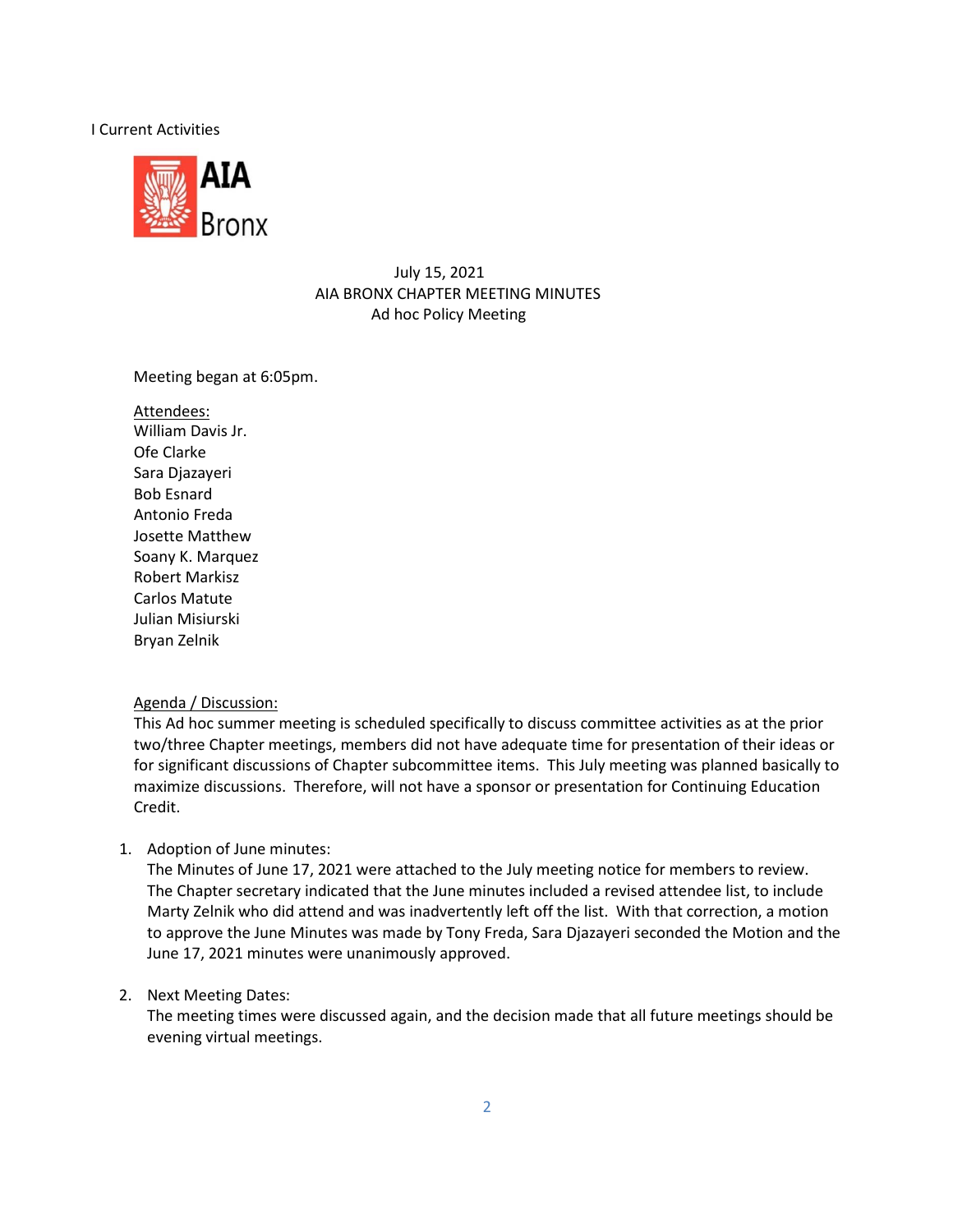I Current Activities

AIA Bronx

July 15, 2021
AIA BRONX CHAPTER MEETING MINUTES
Ad hoc Policy Meeting

Meeting began at 6:05pm.

Attendees:
William Davis Jr.
Ofe Clarke
Sara Djazayeri
Bob Esnard
Antonio Freda
Josette Matthew
Soany K. Marquez
Robert Markisz
Carlos Matute
Julian Misiurski
Bryan Zelnik

Agenda / Discussion:
This Ad hoc summer meeting is scheduled specifically to discuss committee activities as at the prior two/three Chapter meetings, members did not have adequate time for presentation of their ideas or for significant discussions of Chapter subcommittee items. This July meeting was planned basically to maximize discussions. Therefore, will not have a sponsor or presentation for Continuing Education Credit.

1. Adoption of June minutes:
   The Minutes of June 17, 2021 were attached to the July meeting notice for members to review. The Chapter secretary indicated that the June minutes included a revised attendee list, to include Marty Zelnik who did attend and was inadvertently left off the list. With that correction, a motion to approve the June Minutes was made by Tony Freda, Sara Djazayeri seconded the Motion and the June 17, 2021 minutes were unanimously approved.

2. Next Meeting Dates:
   The meeting times were discussed again, and the decision made that all future meetings should be evening virtual meetings.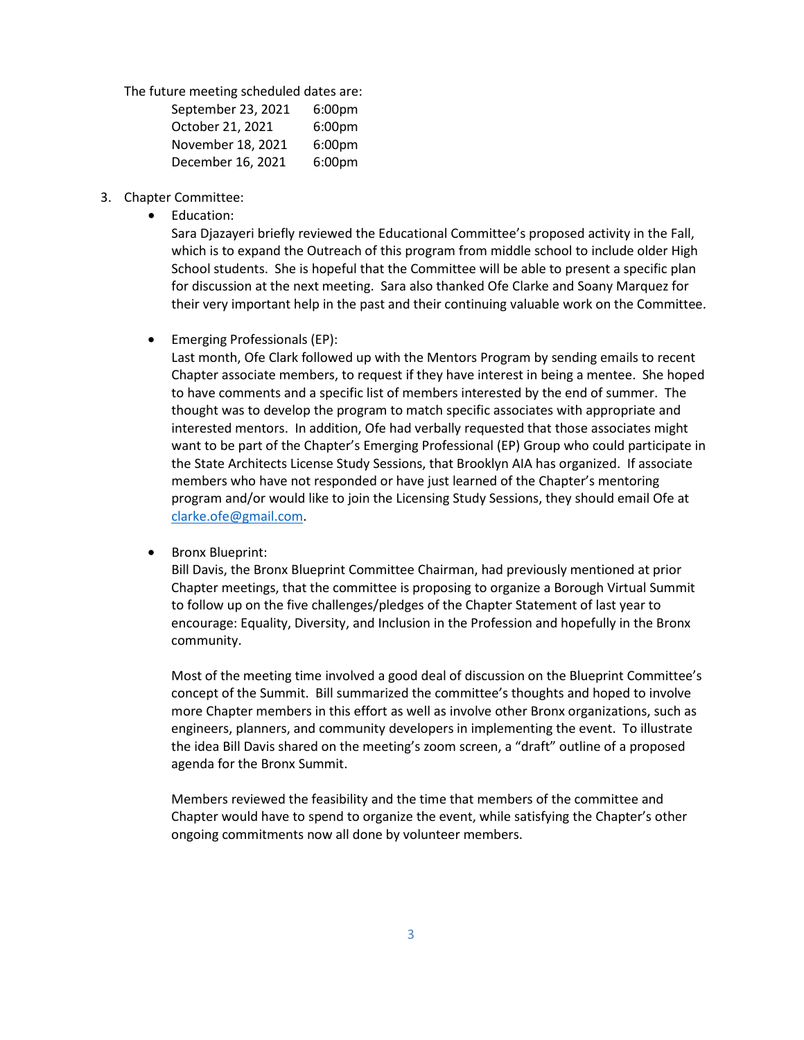The future meeting scheduled dates are:

| | |
|---|---|
| September 23, 2021 | 6:00pm |
| October 21, 2021 | 6:00pm |
| November 18, 2021 | 6:00pm |
| December 16, 2021 | 6:00pm |

3. Chapter Committee:

   - Education:

     Sara Djazayeri briefly reviewed the Educational Committee's proposed activity in the Fall, which is to expand the Outreach of this program from middle school to include older High School students. She is hopeful that the Committee will be able to present a specific plan for discussion at the next meeting. Sara also thanked Ofe Clarke and Soany Marquez for their very important help in the past and their continuing valuable work on the Committee.

   - Emerging Professionals (EP):

     Last month, Ofe Clark followed up with the Mentors Program by sending emails to recent Chapter associate members, to request if they have interest in being a mentee. She hoped to have comments and a specific list of members interested by the end of summer. The thought was to develop the program to match specific associates with appropriate and interested mentors. In addition, Ofe had verbally requested that those associates might want to be part of the Chapter's Emerging Professional (EP) Group who could participate in the State Architects License Study Sessions, that Brooklyn AIA has organized. If associate members who have not responded or have just learned of the Chapter's mentoring program and/or would like to join the Licensing Study Sessions, they should email Ofe at clarke.ofe@gmail.com.

   - Bronx Blueprint:

     Bill Davis, the Bronx Blueprint Committee Chairman, had previously mentioned at prior Chapter meetings, that the committee is proposing to organize a Borough Virtual Summit to follow up on the five challenges/pledges of the Chapter Statement of last year to encourage: Equality, Diversity, and Inclusion in the Profession and hopefully in the Bronx community.

     Most of the meeting time involved a good deal of discussion on the Blueprint Committee's concept of the Summit. Bill summarized the committee's thoughts and hoped to involve more Chapter members in this effort as well as involve other Bronx organizations, such as engineers, planners, and community developers in implementing the event. To illustrate the idea Bill Davis shared on the meeting's zoom screen, a "draft" outline of a proposed agenda for the Bronx Summit.

     Members reviewed the feasibility and the time that members of the committee and Chapter would have to spend to organize the event, while satisfying the Chapter's other ongoing commitments now all done by volunteer members.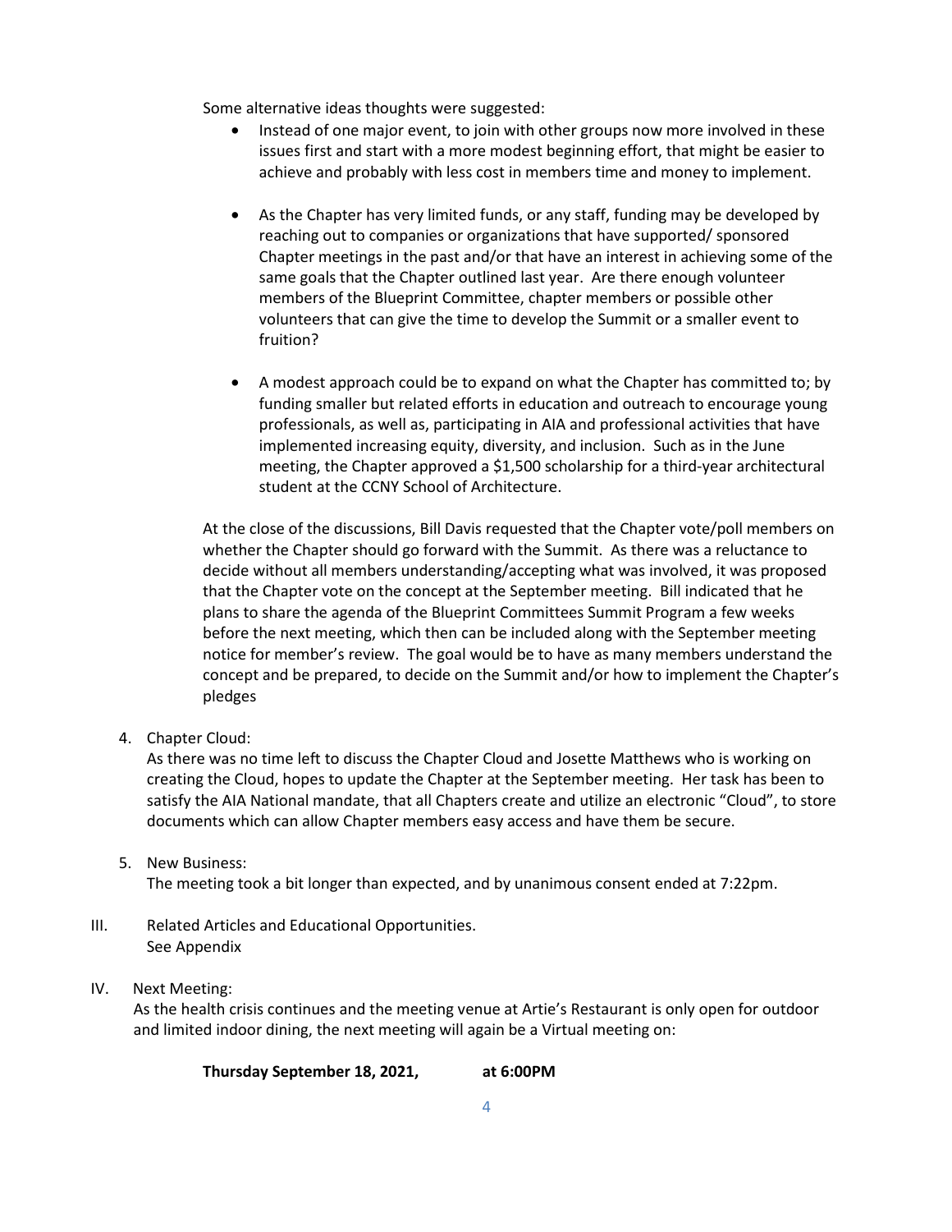Some alternative ideas thoughts were suggested:

- Instead of one major event, to join with other groups now more involved in these issues first and start with a more modest beginning effort, that might be easier to achieve and probably with less cost in members time and money to implement.

- As the Chapter has very limited funds, or any staff, funding may be developed by reaching out to companies or organizations that have supported/ sponsored Chapter meetings in the past and/or that have an interest in achieving some of the same goals that the Chapter outlined last year. Are there enough volunteer members of the Blueprint Committee, chapter members or possible other volunteers that can give the time to develop the Summit or a smaller event to fruition?

- A modest approach could be to expand on what the Chapter has committed to; by funding smaller but related efforts in education and outreach to encourage young professionals, as well as, participating in AIA and professional activities that have implemented increasing equity, diversity, and inclusion. Such as in the June meeting, the Chapter approved a $1,500 scholarship for a third-year architectural student at the CCNY School of Architecture.

At the close of the discussions, Bill Davis requested that the Chapter vote/poll members on whether the Chapter should go forward with the Summit. As there was a reluctance to decide without all members understanding/accepting what was involved, it was proposed that the Chapter vote on the concept at the September meeting. Bill indicated that he plans to share the agenda of the Blueprint Committees Summit Program a few weeks before the next meeting, which then can be included along with the September meeting notice for member's review. The goal would be to have as many members understand the concept and be prepared, to decide on the Summit and/or how to implement the Chapter's pledges

4. Chapter Cloud:
   As there was no time left to discuss the Chapter Cloud and Josette Matthews who is working on creating the Cloud, hopes to update the Chapter at the September meeting. Her task has been to satisfy the AIA National mandate, that all Chapters create and utilize an electronic "Cloud", to store documents which can allow Chapter members easy access and have them be secure.

5. New Business:
   The meeting took a bit longer than expected, and by unanimous consent ended at 7:22pm.

III. Related Articles and Educational Opportunities.
See Appendix

IV. Next Meeting:
As the health crisis continues and the meeting venue at Artie's Restaurant is only open for outdoor and limited indoor dining, the next meeting will again be a Virtual meeting on:

**Thursday September 18, 2021, at 6:00PM**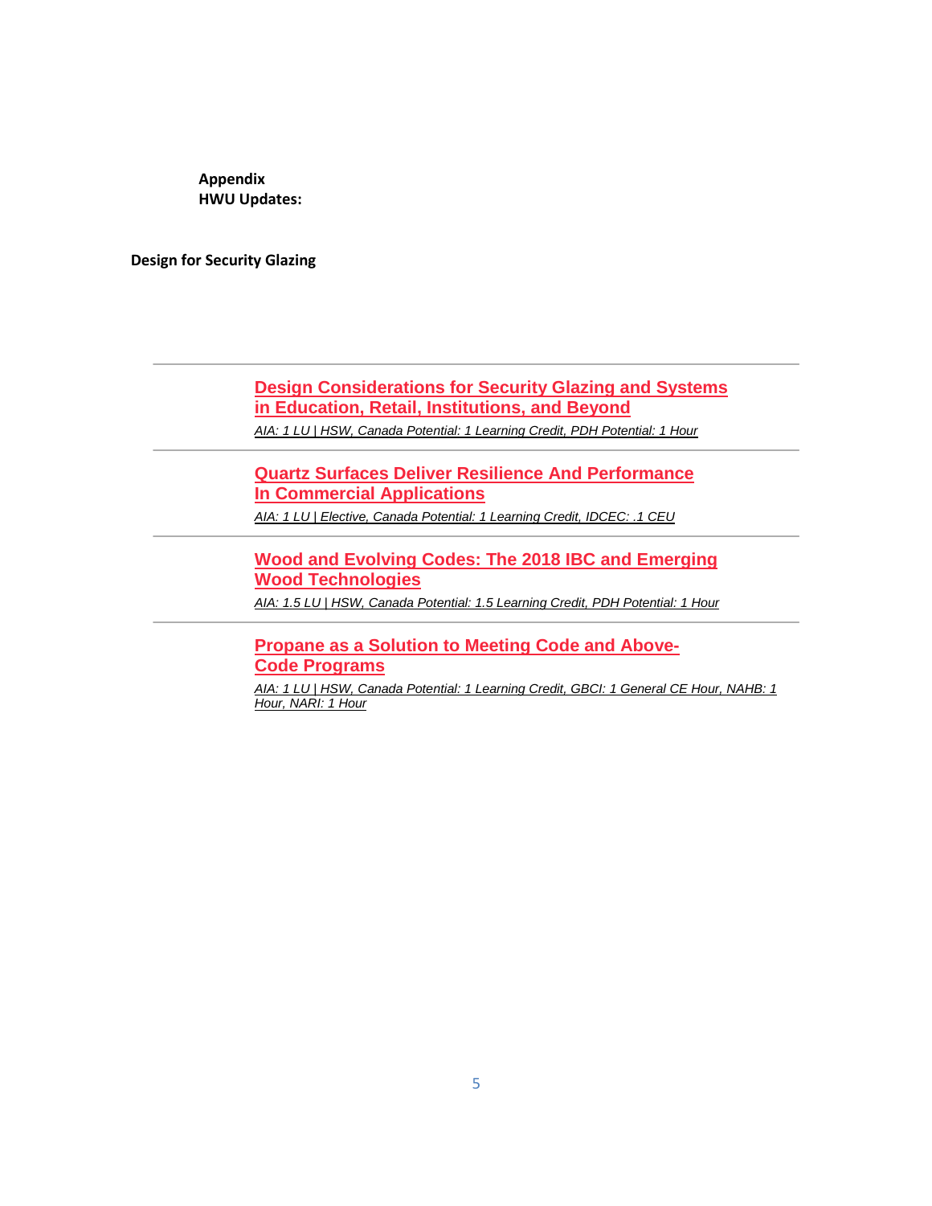**Appendix**
**HWU Updates:**

**Design for Security Glazing**

---

**Design Considerations for Security Glazing and Systems in Education, Retail, Institutions, and Beyond**

*AIA: 1 LU | HSW, Canada Potential: 1 Learning Credit, PDH Potential: 1 Hour*

---

**Quartz Surfaces Deliver Resilience And Performance In Commercial Applications**

*AIA: 1 LU | Elective, Canada Potential: 1 Learning Credit, IDCEC: .1 CEU*

---

**Wood and Evolving Codes: The 2018 IBC and Emerging Wood Technologies**

*AIA: 1.5 LU | HSW, Canada Potential: 1.5 Learning Credit, PDH Potential: 1 Hour*

---

**Propane as a Solution to Meeting Code and Above-Code Programs**

*AIA: 1 LU | HSW, Canada Potential: 1 Learning Credit, GBCI: 1 General CE Hour, NAHB: 1 Hour, NARI: 1 Hour*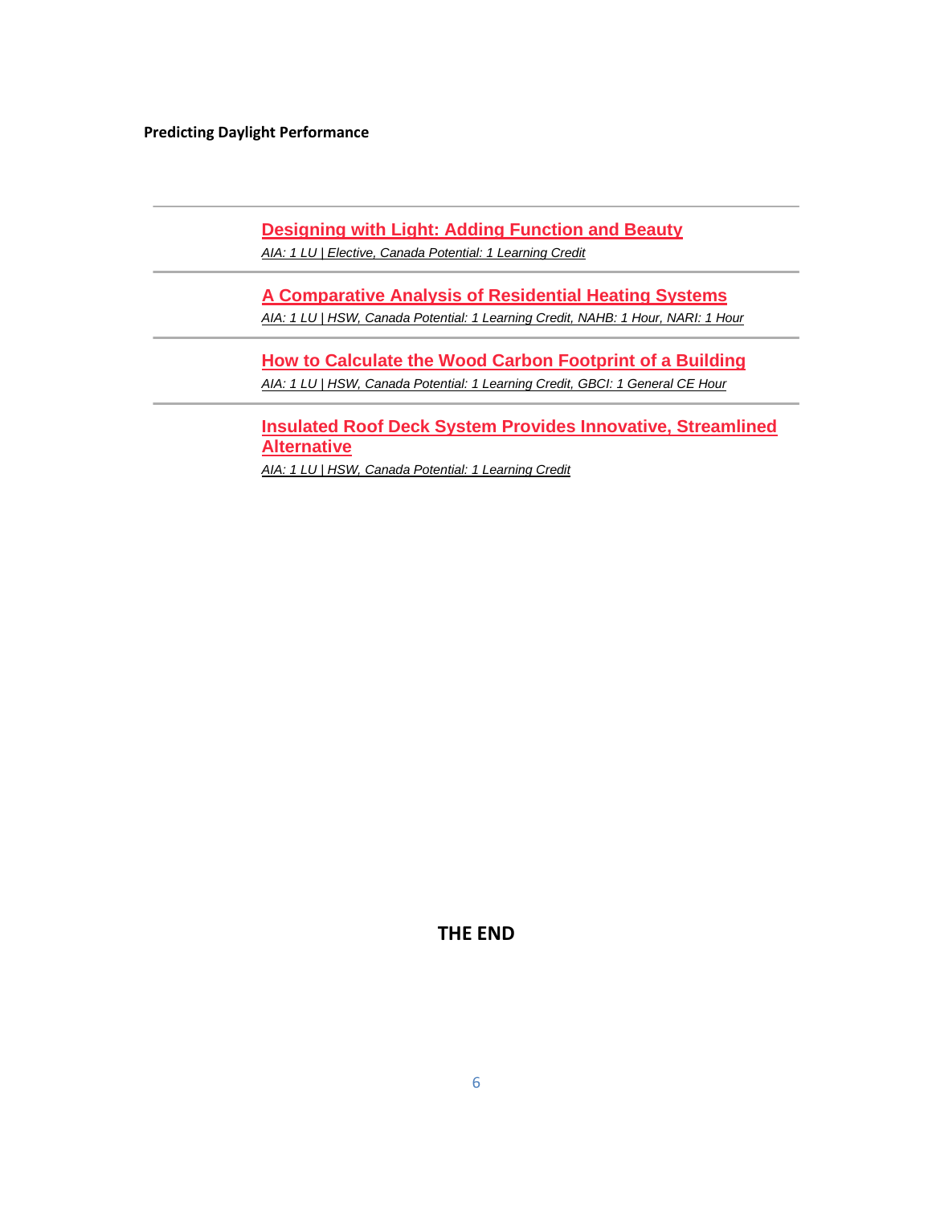**Predicting Daylight Performance**

---

**Designing with Light: Adding Function and Beauty**

*AIA: 1 LU | Elective, Canada Potential: 1 Learning Credit*

---

**A Comparative Analysis of Residential Heating Systems**

*AIA: 1 LU | HSW, Canada Potential: 1 Learning Credit, NAHB: 1 Hour, NARI: 1 Hour*

---

**How to Calculate the Wood Carbon Footprint of a Building**

*AIA: 1 LU | HSW, Canada Potential: 1 Learning Credit, GBCI: 1 General CE Hour*

---

**Insulated Roof Deck System Provides Innovative, Streamlined Alternative**

*AIA: 1 LU | HSW, Canada Potential: 1 Learning Credit*

**THE END**